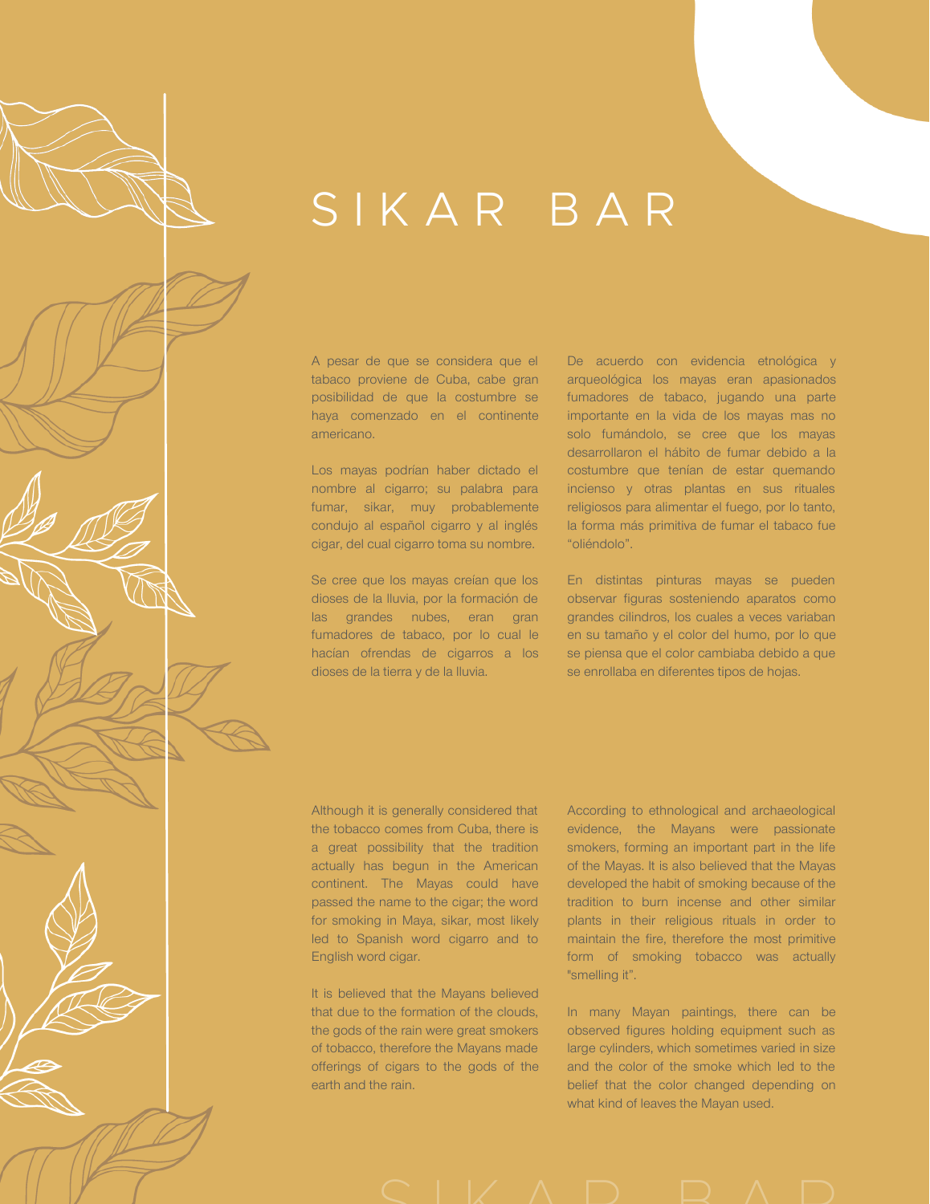# SIKAR BAR

A pesar de que se considera que el tabaco proviene de Cuba, cabe gran posibilidad de que la costumbre se haya comenzado en el continente americano.

Los mayas podrían haber dictado el nombre al cigarro; su palabra para fumar, sikar, muy probablemente condujo al español cigarro y al inglés cigar, del cual cigarro toma su nombre.

Se cree que los mayas creían que los dioses de la lluvia, por la formación de las grandes nubes, eran gran fumadores de tabaco, por lo cual le hacían ofrendas de cigarros a los dioses de la tierra y de la lluvia.

De acuerdo con evidencia etnológica y arqueológica los mayas eran apasionados fumadores de tabaco, jugando una parte importante en la vida de los mayas mas no solo fumándolo, se cree que los mayas desarrollaron el hábito de fumar debido a la costumbre que tenían de estar quemando incienso y otras plantas en sus rituales religiosos para alimentar el fuego, por lo tanto, la forma más primitiva de fumar el tabaco fue "oliéndolo".

En distintas pinturas mayas se pueden observar figuras sosteniendo aparatos como grandes cilindros, los cuales a veces variaban en su tamaño y el color del humo, por lo que se piensa que el color cambiaba debido a que se enrollaba en diferentes tipos de hojas.

Although it is generally considered that the tobacco comes from Cuba, there is a great possibility that the tradition actually has begun in the American continent. The Mayas could have passed the name to the cigar; the word for smoking in Maya, sikar, most likely led to Spanish word cigarro and to English word cigar.

It is believed that the Mayans believed that due to the formation of the clouds, the gods of the rain were great smokers of tobacco, therefore the Mayans made offerings of cigars to the gods of the earth and the rain.

According to ethnological and archaeological evidence, the Mayans were passionate smokers, forming an important part in the life of the Mayas. It is also believed that the Mayas developed the habit of smoking because of the tradition to burn incense and other similar plants in their religious rituals in order to maintain the fire, therefore the most primitive form of smoking tobacco was actually "smelling it".

In many Mayan paintings, there can be observed figures holding equipment such as large cylinders, which sometimes varied in size and the color of the smoke which led to the belief that the color changed depending on what kind of leaves the Mayan used.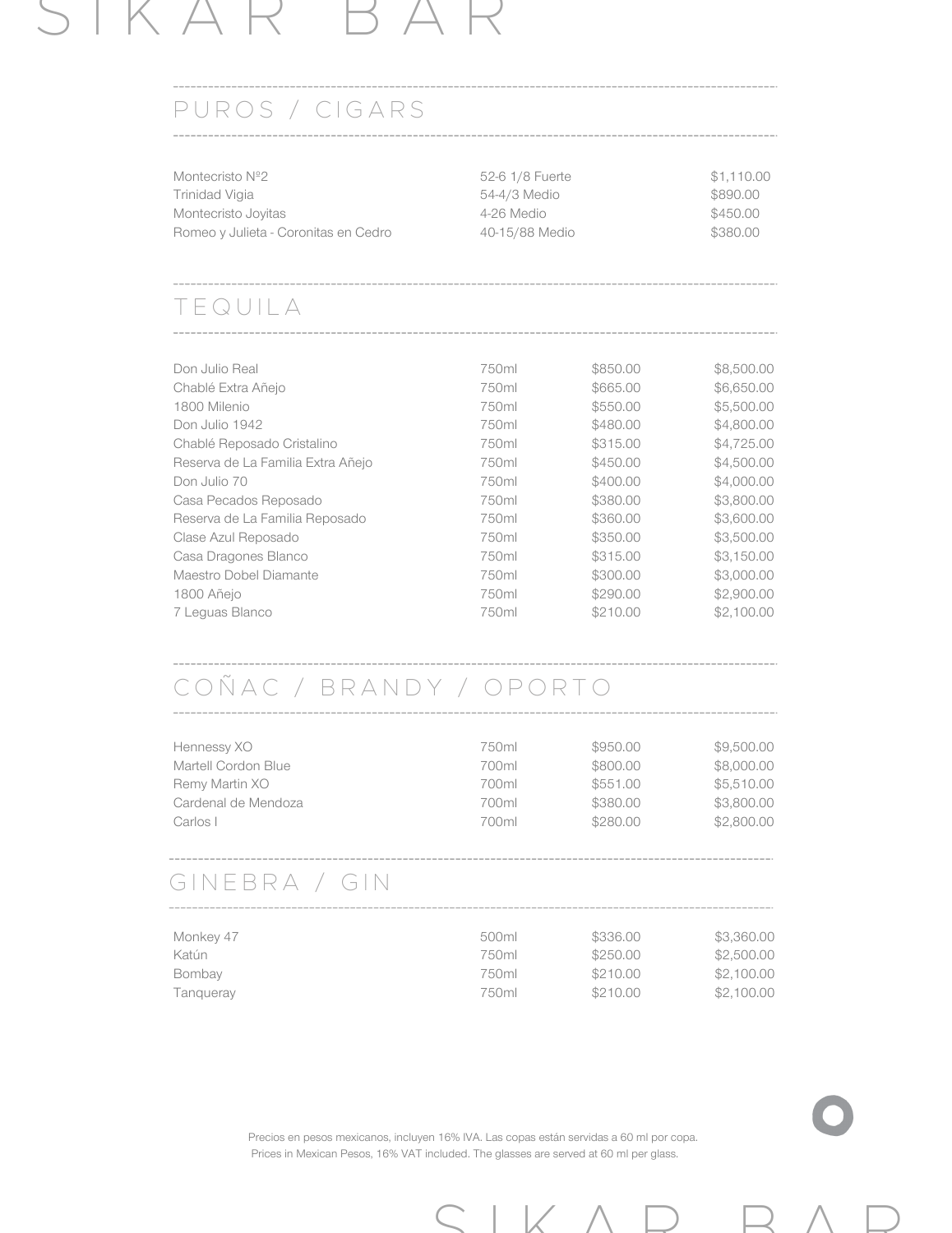# SIKAR BAR

## PUROS / CIGARS

| | | |
|---|---|---|
| Montecristo Nº2 | 52-6 1/8 Fuerte | $1,110.00 |
| Trinidad Vigia | 54-4/3 Medio | $890.00 |
| Montecristo Joyitas | 4-26 Medio | $450.00 |
| Romeo y Julieta - Coronitas en Cedro | 40-15/88 Medio | $380.00 |

## TEQUILA

| | | | |
|---|---|---|---|
| Don Julio Real | 750ml | $850.00 | $8,500.00 |
| Chablé Extra Añejo | 750ml | $665.00 | $6,650.00 |
| 1800 Milenio | 750ml | $550.00 | $5,500.00 |
| Don Julio 1942 | 750ml | $480.00 | $4,800.00 |
| Chablé Reposado Cristalino | 750ml | $315.00 | $4,725.00 |
| Reserva de La Familia Extra Añejo | 750ml | $450.00 | $4,500.00 |
| Don Julio 70 | 750ml | $400.00 | $4,000.00 |
| Casa Pecados Reposado | 750ml | $380.00 | $3,800.00 |
| Reserva de La Familia Reposado | 750ml | $360.00 | $3,600.00 |
| Clase Azul Reposado | 750ml | $350.00 | $3,500.00 |
| Casa Dragones Blanco | 750ml | $315.00 | $3,150.00 |
| Maestro Dobel Diamante | 750ml | $300.00 | $3,000.00 |
| 1800 Añejo | 750ml | $290.00 | $2,900.00 |
| 7 Leguas Blanco | 750ml | $210.00 | $2,100.00 |

## COÑAC / BRANDY / OPORTO

| | | | |
|---|---|---|---|
| Hennessy XO | 750ml | $950.00 | $9,500.00 |
| Martell Cordon Blue | 700ml | $800.00 | $8,000.00 |
| Remy Martin XO | 700ml | $551.00 | $5,510.00 |
| Cardenal de Mendoza | 700ml | $380.00 | $3,800.00 |
| Carlos I | 700ml | $280.00 | $2,800.00 |

## GINEBRA / GIN

| | | | |
|---|---|---|---|
| Monkey 47 | 500ml | $336.00 | $3,360.00 |
| Katún | 750ml | $250.00 | $2,500.00 |
| Bombay | 750ml | $210.00 | $2,100.00 |
| Tanqueray | 750ml | $210.00 | $2,100.00 |

Precios en pesos mexicanos, incluyen 16% IVA. Las copas están servidas a 60 ml por copa.
Prices in Mexican Pesos, 16% VAT included. The glasses are served at 60 ml per glass.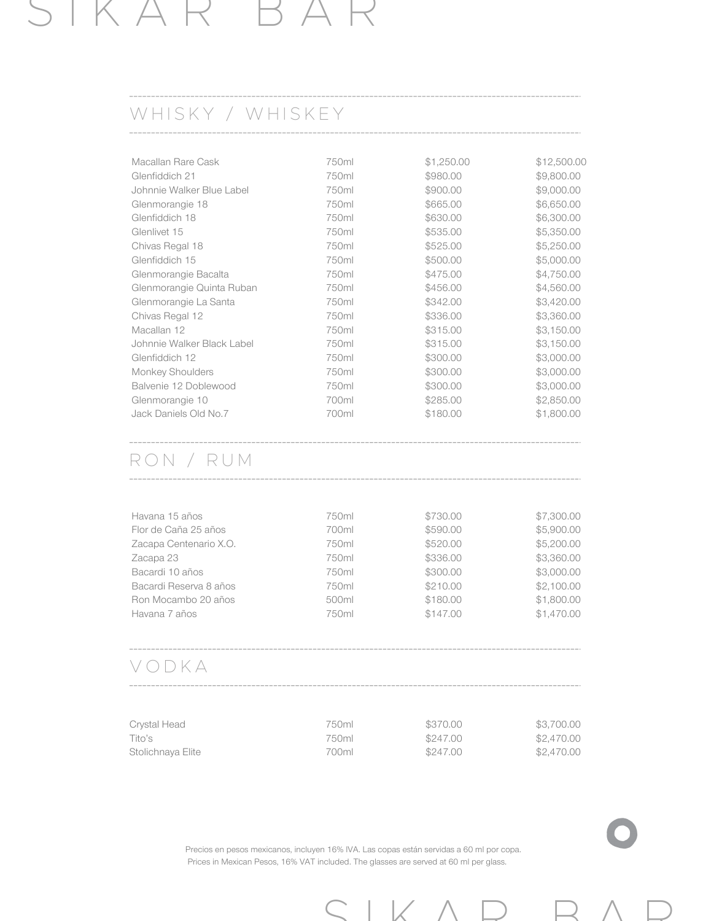## WHISKY / WHISKEY

| | | | |
|---|---|---|---|
| Macallan Rare Cask | 750ml | $1,250.00 | $12,500.00 |
| Glenfiddich 21 | 750ml | $980.00 | $9,800.00 |
| Johnnie Walker Blue Label | 750ml | $900.00 | $9,000.00 |
| Glenmorangie 18 | 750ml | $665.00 | $6,650.00 |
| Glenfiddich 18 | 750ml | $630.00 | $6,300.00 |
| Glenlivet 15 | 750ml | $535.00 | $5,350.00 |
| Chivas Regal 18 | 750ml | $525.00 | $5,250.00 |
| Glenfiddich 15 | 750ml | $500.00 | $5,000.00 |
| Glenmorangie Bacalta | 750ml | $475.00 | $4,750.00 |
| Glenmorangie Quinta Ruban | 750ml | $456.00 | $4,560.00 |
| Glenmorangie La Santa | 750ml | $342.00 | $3,420.00 |
| Chivas Regal 12 | 750ml | $336.00 | $3,360.00 |
| Macallan 12 | 750ml | $315.00 | $3,150.00 |
| Johnnie Walker Black Label | 750ml | $315.00 | $3,150.00 |
| Glenfiddich 12 | 750ml | $300.00 | $3,000.00 |
| Monkey Shoulders | 750ml | $300.00 | $3,000.00 |
| Balvenie 12 Doblewood | 750ml | $300.00 | $3,000.00 |
| Glenmorangie 10 | 700ml | $285.00 | $2,850.00 |
| Jack Daniels Old No.7 | 700ml | $180.00 | $1,800.00 |

## RON / RUM

| | | | |
|---|---|---|---|
| Havana 15 años | 750ml | $730.00 | $7,300.00 |
| Flor de Caña 25 años | 700ml | $590.00 | $5,900.00 |
| Zacapa Centenario X.O. | 750ml | $520.00 | $5,200.00 |
| Zacapa 23 | 750ml | $336.00 | $3,360.00 |
| Bacardi 10 años | 750ml | $300.00 | $3,000.00 |
| Bacardi Reserva 8 años | 750ml | $210.00 | $2,100.00 |
| Ron Mocambo 20 años | 500ml | $180.00 | $1,800.00 |
| Havana 7 años | 750ml | $147.00 | $1,470.00 |

## VODKA

| | | | |
|---|---|---|---|
| Crystal Head | 750ml | $370.00 | $3,700.00 |
| Tito's | 750ml | $247.00 | $2,470.00 |
| Stolichnaya Elite | 700ml | $247.00 | $2,470.00 |

Precios en pesos mexicanos, incluyen 16% IVA. Las copas están servidas a 60 ml por copa.
Prices in Mexican Pesos, 16% VAT included. The glasses are served at 60 ml per glass.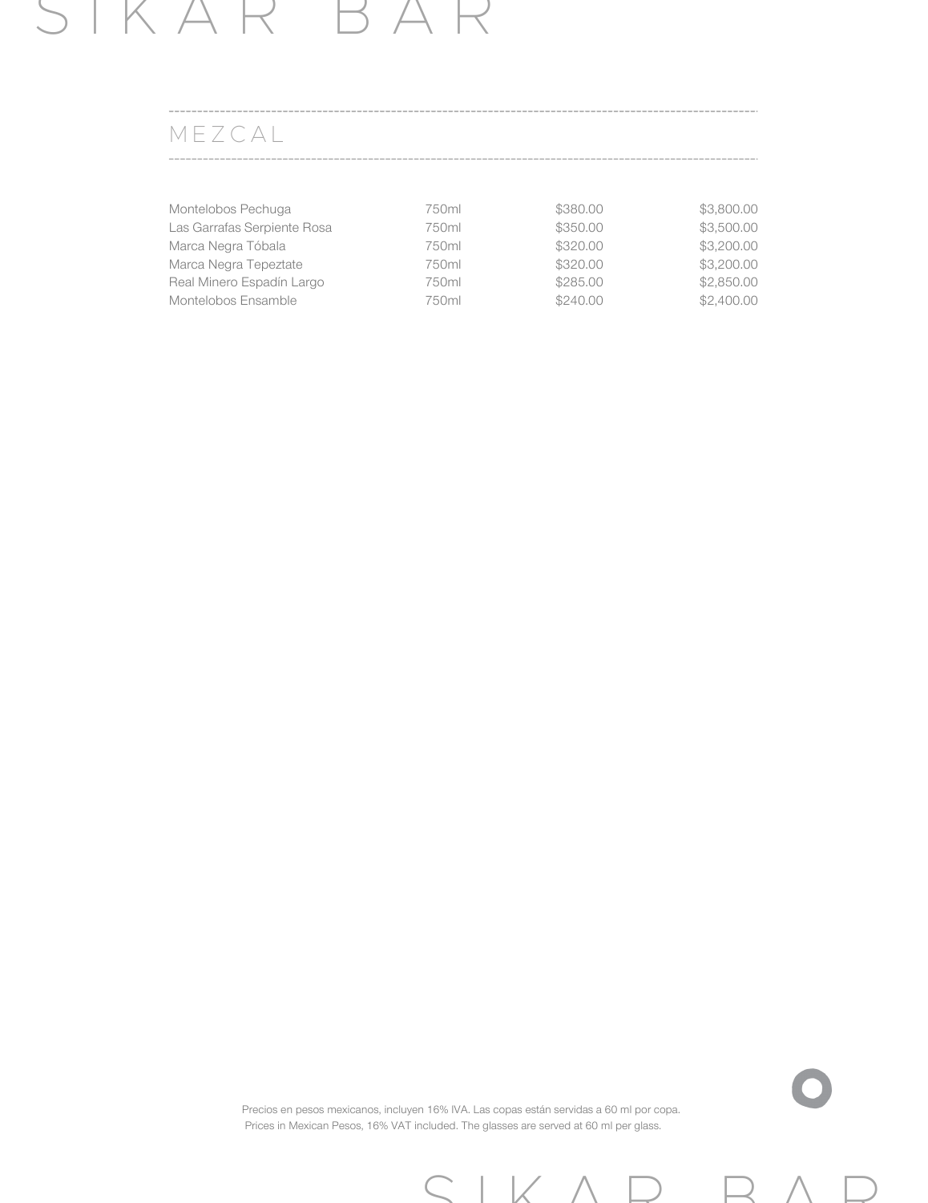## MEZCAL

| | | | |
|---|---|---|---|
| Montelobos Pechuga | 750ml | $380.00 | $3,800.00 |
| Las Garrafas Serpiente Rosa | 750ml | $350.00 | $3,500.00 |
| Marca Negra Tóbala | 750ml | $320.00 | $3,200.00 |
| Marca Negra Tepeztate | 750ml | $320.00 | $3,200.00 |
| Real Minero Espadín Largo | 750ml | $285.00 | $2,850.00 |
| Montelobos Ensamble | 750ml | $240.00 | $2,400.00 |

Precios en pesos mexicanos, incluyen 16% IVA. Las copas están servidas a 60 ml por copa.
Prices in Mexican Pesos, 16% VAT included. The glasses are served at 60 ml per glass.